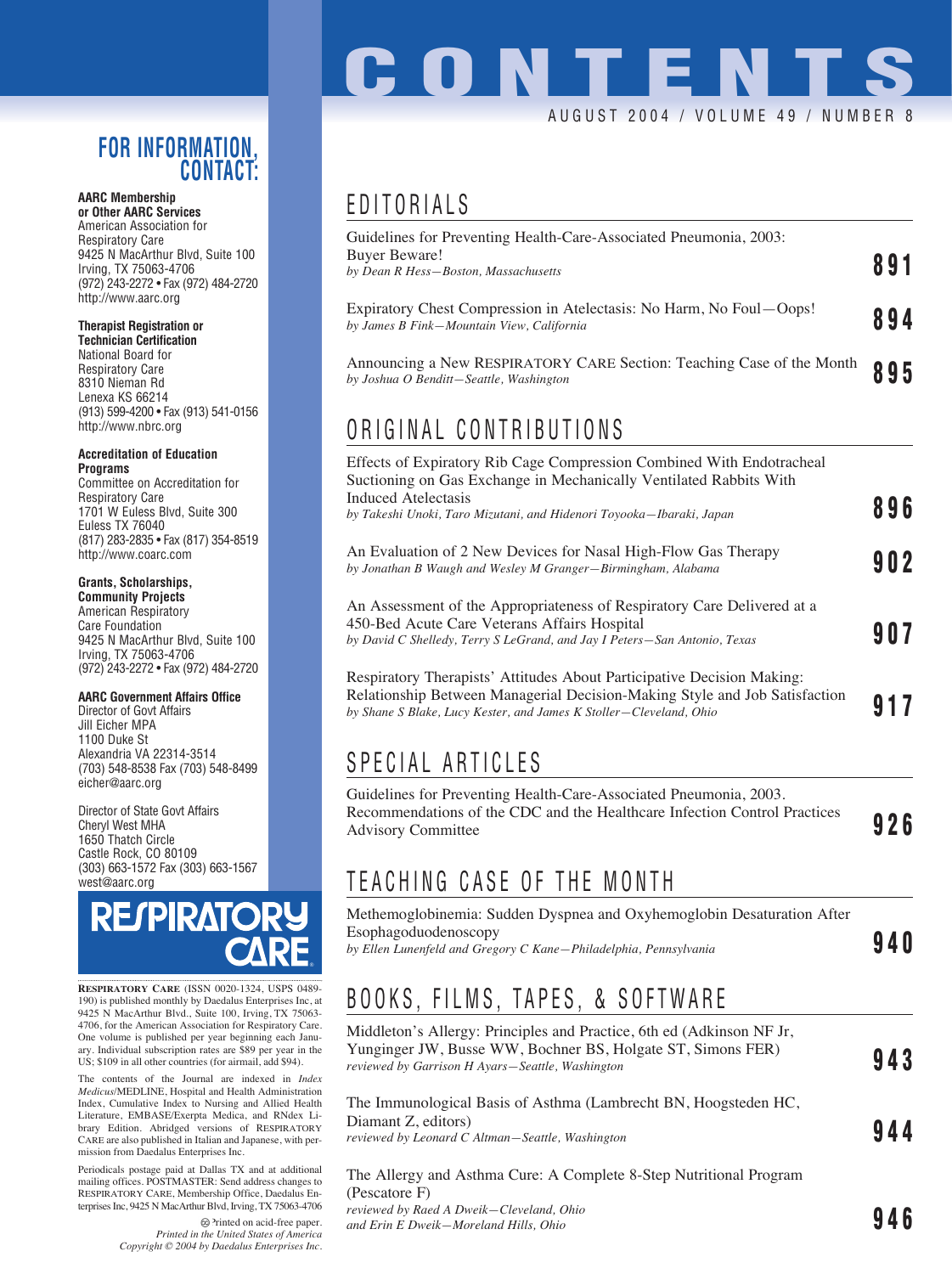# CONTENTS

AUGUST 2004 / VOLUME 49 / NUMBER 8

## EDITORIALS

Guidelines for Preventing Health-Care-Associated Pneumonia, 2003: Buyer Beware!
*by Dean R Hess—Boston, Massachusetts* — **891**

Expiratory Chest Compression in Atelectasis: No Harm, No Foul—Oops!
*by James B Fink—Mountain View, California* — **894**

Announcing a New RESPIRATORY CARE Section: Teaching Case of the Month
*by Joshua O Benditt—Seattle, Washington* — **895**

## ORIGINAL CONTRIBUTIONS

Effects of Expiratory Rib Cage Compression Combined With Endotracheal Suctioning on Gas Exchange in Mechanically Ventilated Rabbits With Induced Atelectasis
*by Takeshi Unoki, Taro Mizutani, and Hidenori Toyooka—Ibaraki, Japan* — **896**

An Evaluation of 2 New Devices for Nasal High-Flow Gas Therapy
*by Jonathan B Waugh and Wesley M Granger—Birmingham, Alabama* — **902**

An Assessment of the Appropriateness of Respiratory Care Delivered at a 450-Bed Acute Care Veterans Affairs Hospital
*by David C Shelledy, Terry S LeGrand, and Jay I Peters—San Antonio, Texas* — **907**

Respiratory Therapists' Attitudes About Participative Decision Making: Relationship Between Managerial Decision-Making Style and Job Satisfaction
*by Shane S Blake, Lucy Kester, and James K Stoller—Cleveland, Ohio* — **917**

## SPECIAL ARTICLES

Guidelines for Preventing Health-Care-Associated Pneumonia, 2003. Recommendations of the CDC and the Healthcare Infection Control Practices Advisory Committee — **926**

## TEACHING CASE OF THE MONTH

Methemoglobinemia: Sudden Dyspnea and Oxyhemoglobin Desaturation After Esophagoduodenoscopy
*by Ellen Lunenfeld and Gregory C Kane—Philadelphia, Pennsylvania* — **940**

## BOOKS, FILMS, TAPES, & SOFTWARE

Middleton's Allergy: Principles and Practice, 6th ed (Adkinson NF Jr, Yunginger JW, Busse WW, Bochner BS, Holgate ST, Simons FER)
*reviewed by Garrison H Ayars—Seattle, Washington* — **943**

The Immunological Basis of Asthma (Lambrecht BN, Hoogsteden HC, Diamant Z, editors)
*reviewed by Leonard C Altman—Seattle, Washington* — **944**

The Allergy and Asthma Cure: A Complete 8-Step Nutritional Program (Pescatore F)
*reviewed by Raed A Dweik—Cleveland, Ohio and Erin E Dweik—Moreland Hills, Ohio* — **946**

---

## FOR INFORMATION, CONTACT:

**AARC Membership or Other AARC Services**
American Association for Respiratory Care
9425 N MacArthur Blvd, Suite 100
Irving, TX 75063-4706
(972) 243-2272 • Fax (972) 484-2720
http://www.aarc.org

**Therapist Registration or Technician Certification**
National Board for Respiratory Care
8310 Nieman Rd
Lenexa KS 66214
(913) 599-4200 • Fax (913) 541-0156
http://www.nbrc.org

**Accreditation of Education Programs**
Committee on Accreditation for Respiratory Care
1701 W Euless Blvd, Suite 300
Euless TX 76040
(817) 283-2835 • Fax (817) 354-8519
http://www.coarc.com

**Grants, Scholarships, Community Projects**
American Respiratory Care Foundation
9425 N MacArthur Blvd, Suite 100
Irving, TX 75063-4706
(972) 243-2272 • Fax (972) 484-2720

**AARC Government Affairs Office**
Director of Govt Affairs
Jill Eicher MPA
1100 Duke St
Alexandria VA 22314-3514
(703) 548-8538 Fax (703) 548-8499
eicher@aarc.org

Director of State Govt Affairs
Cheryl West MHA
1650 Thatch Circle
Castle Rock, CO 80109
(303) 663-1572 Fax (303) 663-1567
west@aarc.org

**RESPIRATORY CARE**

RESPIRATORY CARE (ISSN 0020-1324, USPS 0489-190) is published monthly by Daedalus Enterprises Inc, at 9425 N MacArthur Blvd., Suite 100, Irving, TX 75063-4706, for the American Association for Respiratory Care. One volume is published per year beginning each January. Individual subscription rates are $89 per year in the US; $109 in all other countries (for airmail, add $94).

The contents of the Journal are indexed in *Index Medicus*/MEDLINE, Hospital and Health Administration Index, Cumulative Index to Nursing and Allied Health Literature, EMBASE/Exerpta Medica, and RNdex Library Edition. Abridged versions of RESPIRATORY CARE are also published in Italian and Japanese, with permission from Daedalus Enterprises Inc.

Periodicals postage paid at Dallas TX and at additional mailing offices. POSTMASTER: Send address changes to RESPIRATORY CARE, Membership Office, Daedalus Enterprises Inc, 9425 N MacArthur Blvd, Irving, TX 75063-4706

Printed on acid-free paper.
*Printed in the United States of America*
*Copyright © 2004 by Daedalus Enterprises Inc.*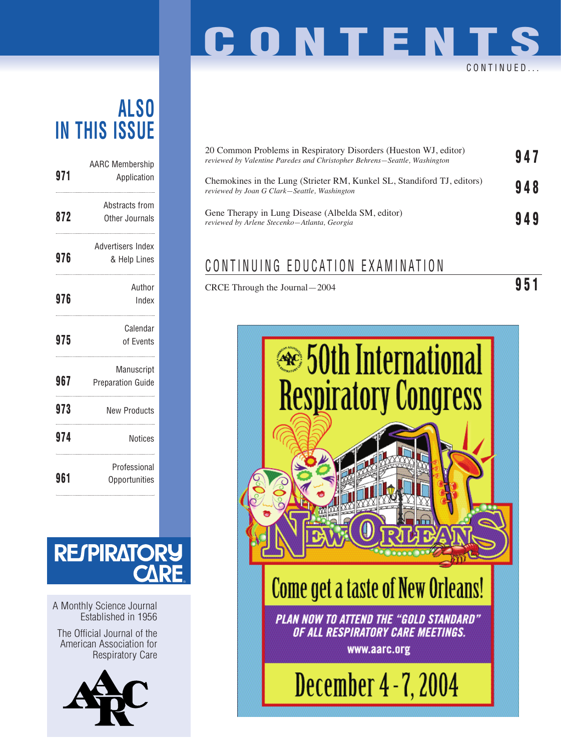# CONTENTS

CONTINUED...

20 Common Problems in Respiratory Disorders (Hueston WJ, editor) — **947**
*reviewed by Valentine Paredes and Christopher Behrens—Seattle, Washington*

Chemokines in the Lung (Strieter RM, Kunkel SL, Standiford TJ, editors) — **948**
*reviewed by Joan G Clark—Seattle, Washington*

Gene Therapy in Lung Disease (Albelda SM, editor) — **949**
*reviewed by Arlene Stecenko—Atlanta, Georgia*

## CONTINUING EDUCATION EXAMINATION

CRCE Through the Journal—2004 — **951**

## ALSO IN THIS ISSUE

| | |
|---|---|
| 971 | AARC Membership Application |
| 872 | Abstracts from Other Journals |
| 976 | Advertisers Index & Help Lines |
| 976 | Author Index |
| 975 | Calendar of Events |
| 967 | Manuscript Preparation Guide |
| 973 | New Products |
| 974 | Notices |
| 961 | Professional Opportunities |

RESPIRATORY CARE

A Monthly Science Journal
Established in 1956

The Official Journal of the
American Association for
Respiratory Care

AARC

50th International Respiratory Congress

New Orleans

Come get a taste of New Orleans!

PLAN NOW TO ATTEND THE "GOLD STANDARD" OF ALL RESPIRATORY CARE MEETINGS.

www.aarc.org

December 4 - 7, 2004